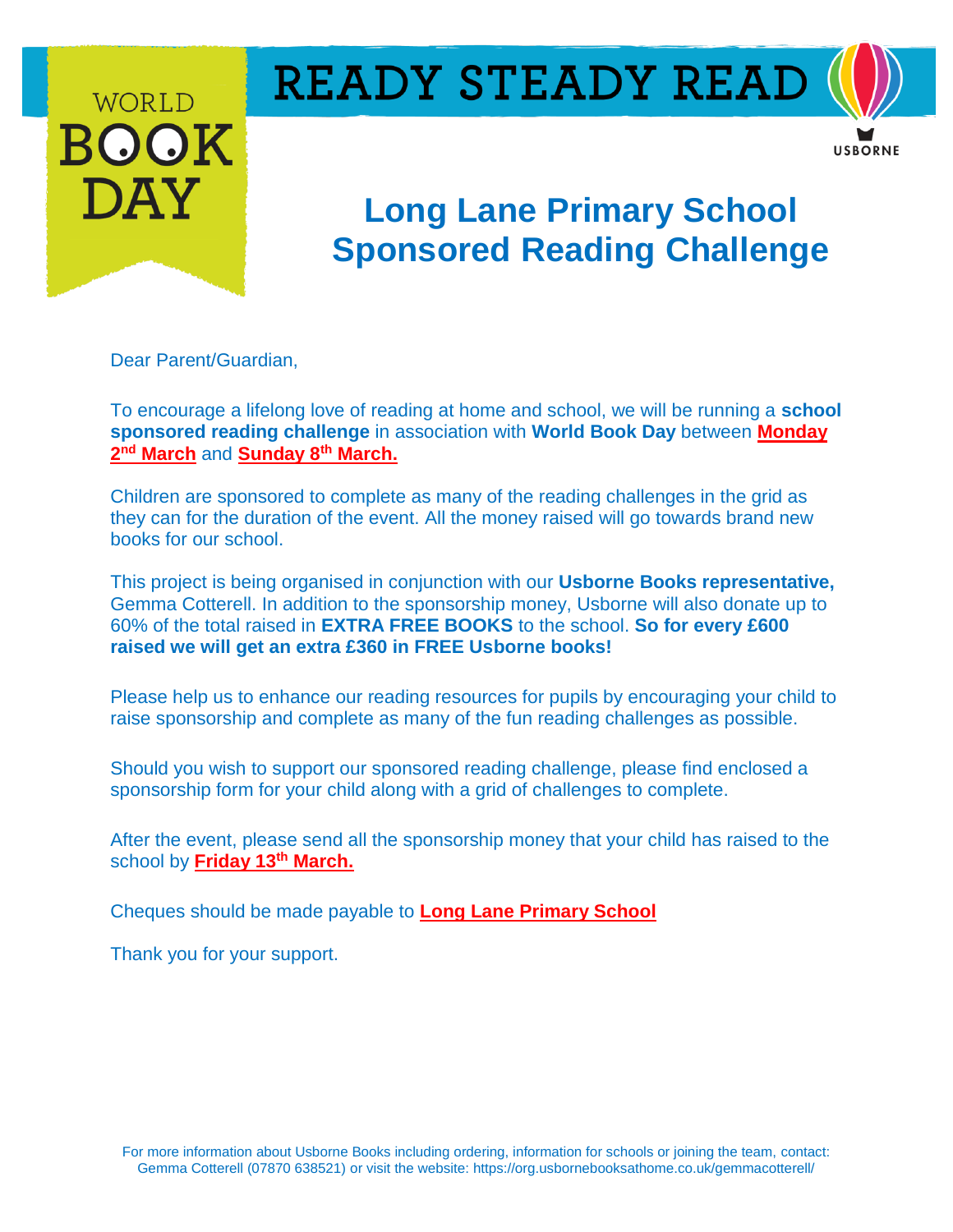WORLD BOOK DAY

READY STEADY READ

USBORNE

# Long Lane Primary School Sponsored Reading Challenge

Dear Parent/Guardian,

To encourage a lifelong love of reading at home and school, we will be running a **school sponsored reading challenge** in association with **World Book Day** between **Monday 2nd March** and **Sunday 8th March.**

Children are sponsored to complete as many of the reading challenges in the grid as they can for the duration of the event. All the money raised will go towards brand new books for our school.

This project is being organised in conjunction with our **Usborne Books representative,** Gemma Cotterell. In addition to the sponsorship money, Usborne will also donate up to 60% of the total raised in **EXTRA FREE BOOKS** to the school. **So for every £600 raised we will get an extra £360 in FREE Usborne books!**

Please help us to enhance our reading resources for pupils by encouraging your child to raise sponsorship and complete as many of the fun reading challenges as possible.

Should you wish to support our sponsored reading challenge, please find enclosed a sponsorship form for your child along with a grid of challenges to complete.

After the event, please send all the sponsorship money that your child has raised to the school by **Friday 13th March.**

Cheques should be made payable to **Long Lane Primary School**

Thank you for your support.

For more information about Usborne Books including ordering, information for schools or joining the team, contact: Gemma Cotterell (07870 638521) or visit the website: https://org.usbornebooksathome.co.uk/gemmacotterell/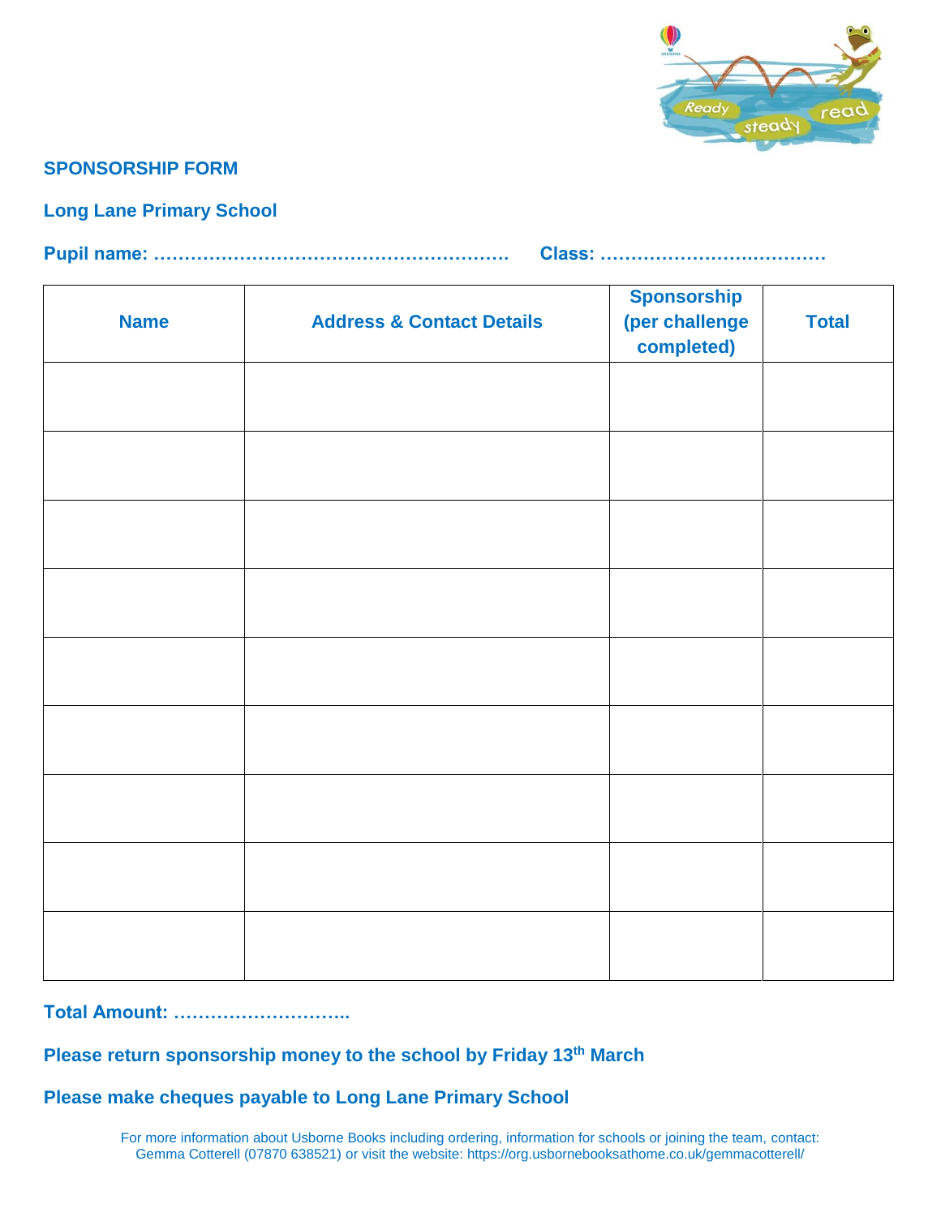## SPONSORSHIP FORM

## Long Lane Primary School

**Pupil name: …………………………………………………. Class: ………………………………**

| Name | Address & Contact Details | Sponsorship (per challenge completed) | Total |
|---|---|---|---|
| | | | |
| | | | |
| | | | |
| | | | |
| | | | |
| | | | |
| | | | |
| | | | |
| | | | |

**Total Amount: ………………………..**

**Please return sponsorship money to the school by Friday 13th March**

**Please make cheques payable to Long Lane Primary School**

For more information about Usborne Books including ordering, information for schools or joining the team, contact: Gemma Cotterell (07870 638521) or visit the website: https://org.usbornebooksathome.co.uk/gemmacotterell/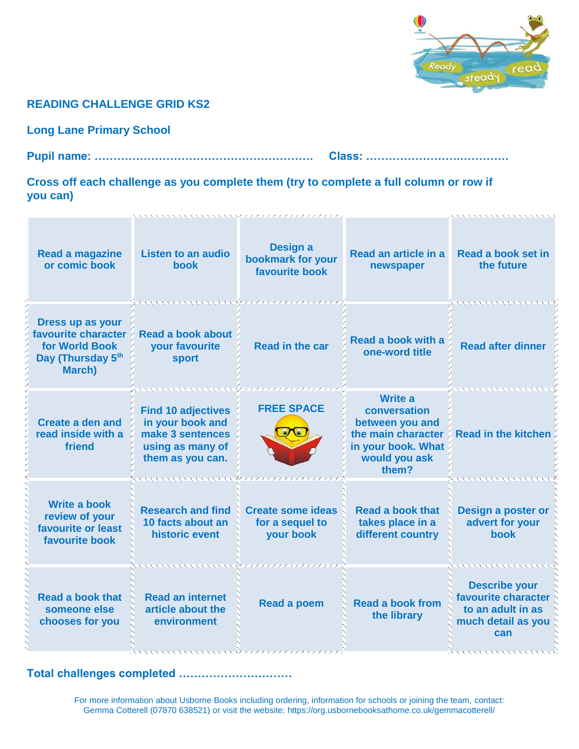**READING CHALLENGE GRID KS2**

**Long Lane Primary School**

**Pupil name: ………………………………………………….   Class: ……………………………….**

**Cross off each challenge as you complete them (try to complete a full column or row if you can)**

| | | | | |
|---|---|---|---|---|
| Read a magazine or comic book | Listen to an audio book | Design a bookmark for your favourite book | Read an article in a newspaper | Read a book set in the future |
| Dress up as your favourite character for World Book Day (Thursday 5th March) | Read a book about your favourite sport | Read in the car | Read a book with a one-word title | Read after dinner |
| Create a den and read inside with a friend | Find 10 adjectives in your book and make 3 sentences using as many of them as you can. | FREE SPACE | Write a conversation between you and the main character in your book. What would you ask them? | Read in the kitchen |
| Write a book review of your favourite or least favourite book | Research and find 10 facts about an historic event | Create some ideas for a sequel to your book | Read a book that takes place in a different country | Design a poster or advert for your book |
| Read a book that someone else chooses for you | Read an internet article about the environment | Read a poem | Read a book from the library | Describe your favourite character to an adult in as much detail as you can |

**Total challenges completed …………………………**

For more information about Usborne Books including ordering, information for schools or joining the team, contact: Gemma Cotterell (07870 638521) or visit the website: https://org.usbornebooksathome.co.uk/gemmacotterell/